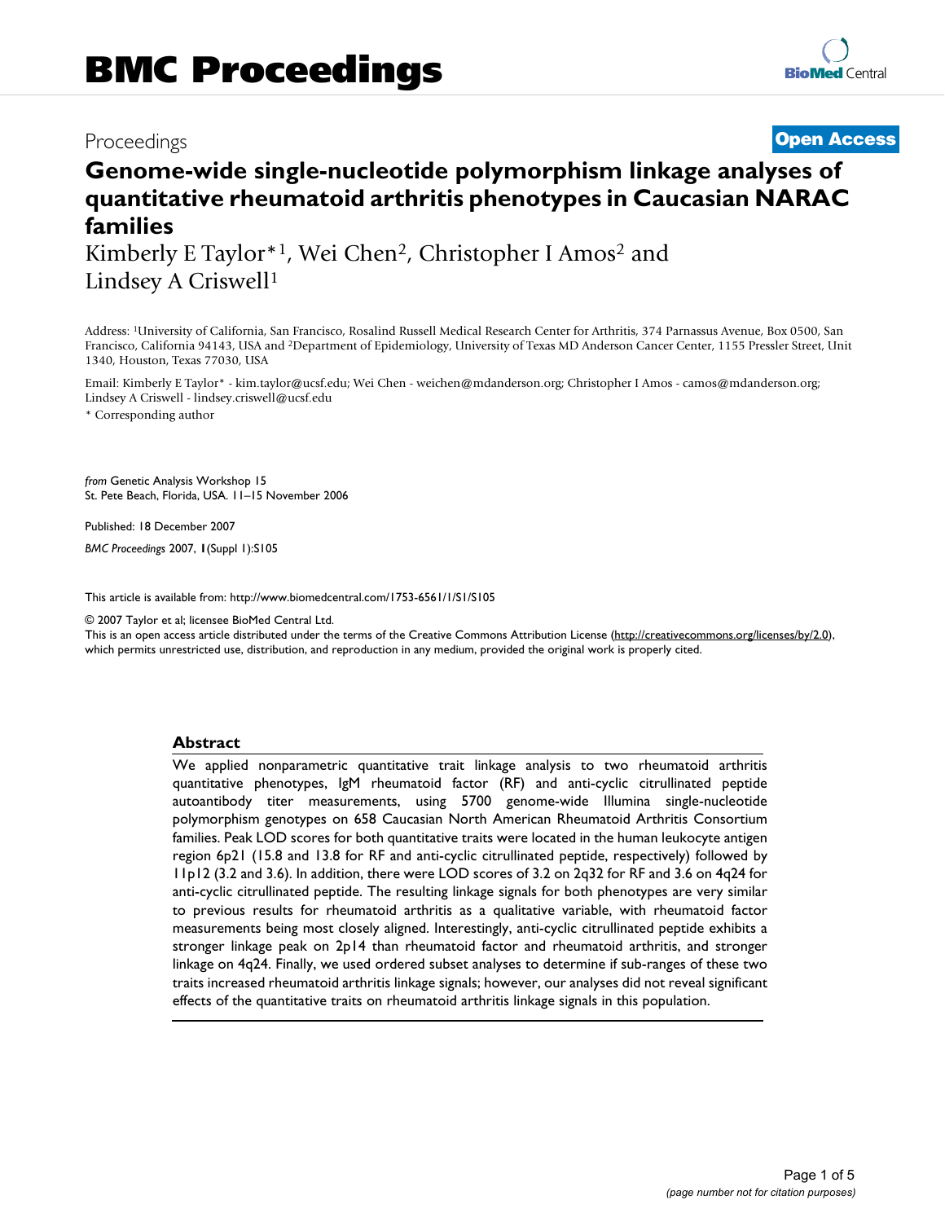# BMC Proceedings

Proceedings

**Open Access**

## Genome-wide single-nucleotide polymorphism linkage analyses of quantitative rheumatoid arthritis phenotypes in Caucasian NARAC families

Kimberly E Taylor*[1], Wei Chen[2], Christopher I Amos[2] and Lindsey A Criswell[1]

Address: [1]University of California, San Francisco, Rosalind Russell Medical Research Center for Arthritis, 374 Parnassus Avenue, Box 0500, San Francisco, California 94143, USA and [2]Department of Epidemiology, University of Texas MD Anderson Cancer Center, 1155 Pressler Street, Unit 1340, Houston, Texas 77030, USA

Email: Kimberly E Taylor* - kim.taylor@ucsf.edu; Wei Chen - weichen@mdanderson.org; Christopher I Amos - camos@mdanderson.org; Lindsey A Criswell - lindsey.criswell@ucsf.edu

\* Corresponding author

*from* Genetic Analysis Workshop 15
St. Pete Beach, Florida, USA. 11–15 November 2006

Published: 18 December 2007

*BMC Proceedings* 2007, **1**(Suppl 1):S105

This article is available from: http://www.biomedcentral.com/1753-6561/1/S1/S105

© 2007 Taylor et al; licensee BioMed Central Ltd.
This is an open access article distributed under the terms of the Creative Commons Attribution License (http://creativecommons.org/licenses/by/2.0), which permits unrestricted use, distribution, and reproduction in any medium, provided the original work is properly cited.

### Abstract

We applied nonparametric quantitative trait linkage analysis to two rheumatoid arthritis quantitative phenotypes, IgM rheumatoid factor (RF) and anti-cyclic citrullinated peptide autoantibody titer measurements, using 5700 genome-wide Illumina single-nucleotide polymorphism genotypes on 658 Caucasian North American Rheumatoid Arthritis Consortium families. Peak LOD scores for both quantitative traits were located in the human leukocyte antigen region 6p21 (15.8 and 13.8 for RF and anti-cyclic citrullinated peptide, respectively) followed by 11p12 (3.2 and 3.6). In addition, there were LOD scores of 3.2 on 2q32 for RF and 3.6 on 4q24 for anti-cyclic citrullinated peptide. The resulting linkage signals for both phenotypes are very similar to previous results for rheumatoid arthritis as a qualitative variable, with rheumatoid factor measurements being most closely aligned. Interestingly, anti-cyclic citrullinated peptide exhibits a stronger linkage peak on 2p14 than rheumatoid factor and rheumatoid arthritis, and stronger linkage on 4q24. Finally, we used ordered subset analyses to determine if sub-ranges of these two traits increased rheumatoid arthritis linkage signals; however, our analyses did not reveal significant effects of the quantitative traits on rheumatoid arthritis linkage signals in this population.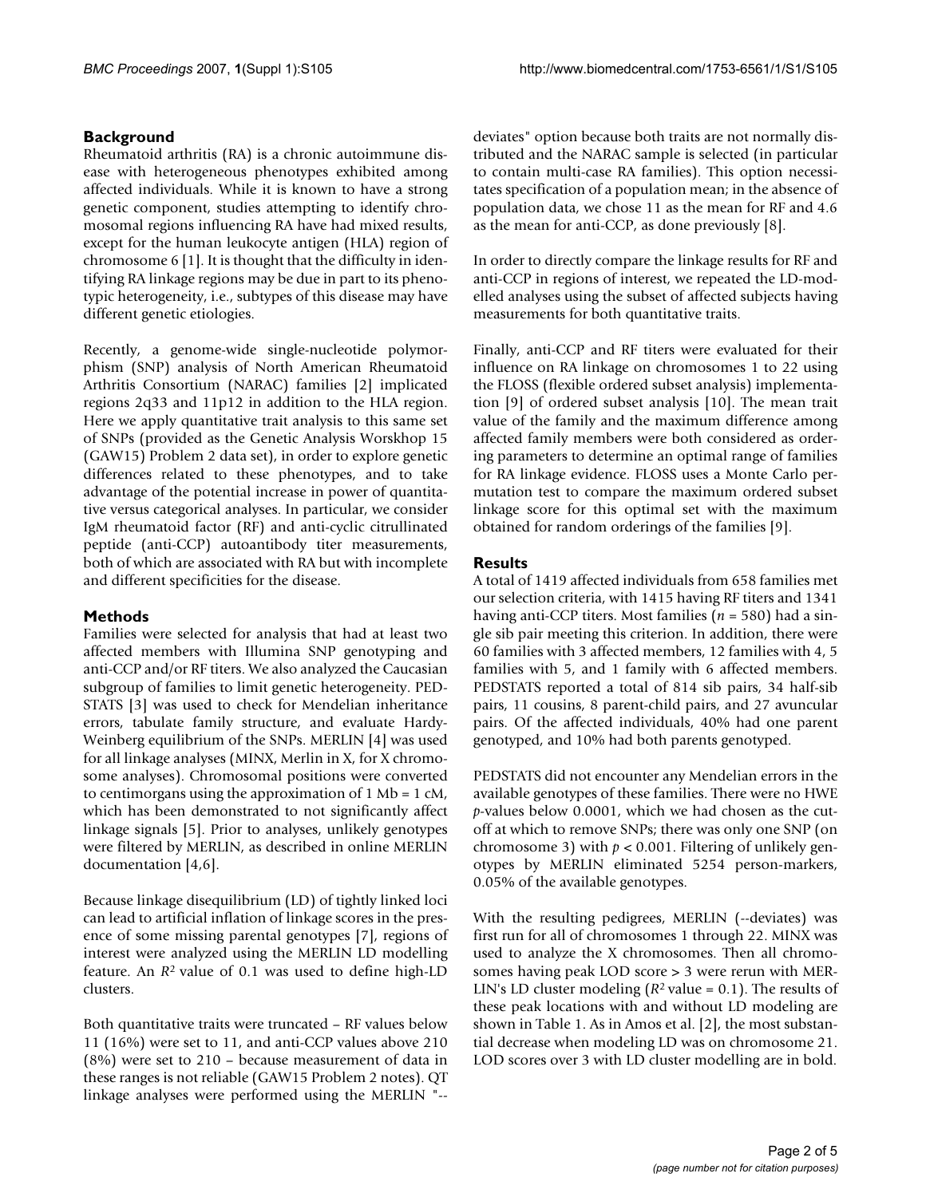## Background

Rheumatoid arthritis (RA) is a chronic autoimmune disease with heterogeneous phenotypes exhibited among affected individuals. While it is known to have a strong genetic component, studies attempting to identify chromosomal regions influencing RA have had mixed results, except for the human leukocyte antigen (HLA) region of chromosome 6 [1]. It is thought that the difficulty in identifying RA linkage regions may be due in part to its phenotypic heterogeneity, i.e., subtypes of this disease may have different genetic etiologies.

Recently, a genome-wide single-nucleotide polymorphism (SNP) analysis of North American Rheumatoid Arthritis Consortium (NARAC) families [2] implicated regions 2q33 and 11p12 in addition to the HLA region. Here we apply quantitative trait analysis to this same set of SNPs (provided as the Genetic Analysis Worskhop 15 (GAW15) Problem 2 data set), in order to explore genetic differences related to these phenotypes, and to take advantage of the potential increase in power of quantitative versus categorical analyses. In particular, we consider IgM rheumatoid factor (RF) and anti-cyclic citrullinated peptide (anti-CCP) autoantibody titer measurements, both of which are associated with RA but with incomplete and different specificities for the disease.

## Methods

Families were selected for analysis that had at least two affected members with Illumina SNP genotyping and anti-CCP and/or RF titers. We also analyzed the Caucasian subgroup of families to limit genetic heterogeneity. PEDSTATS [3] was used to check for Mendelian inheritance errors, tabulate family structure, and evaluate Hardy-Weinberg equilibrium of the SNPs. MERLIN [4] was used for all linkage analyses (MINX, Merlin in X, for X chromosome analyses). Chromosomal positions were converted to centimorgans using the approximation of 1 Mb = 1 cM, which has been demonstrated to not significantly affect linkage signals [5]. Prior to analyses, unlikely genotypes were filtered by MERLIN, as described in online MERLIN documentation [4,6].

Because linkage disequilibrium (LD) of tightly linked loci can lead to artificial inflation of linkage scores in the presence of some missing parental genotypes [7], regions of interest were analyzed using the MERLIN LD modelling feature. An $R^2$ value of 0.1 was used to define high-LD clusters.

Both quantitative traits were truncated – RF values below 11 (16%) were set to 11, and anti-CCP values above 210 (8%) were set to 210 – because measurement of data in these ranges is not reliable (GAW15 Problem 2 notes). QT linkage analyses were performed using the MERLIN "--deviates" option because both traits are not normally distributed and the NARAC sample is selected (in particular to contain multi-case RA families). This option necessitates specification of a population mean; in the absence of population data, we chose 11 as the mean for RF and 4.6 as the mean for anti-CCP, as done previously [8].

In order to directly compare the linkage results for RF and anti-CCP in regions of interest, we repeated the LD-modelled analyses using the subset of affected subjects having measurements for both quantitative traits.

Finally, anti-CCP and RF titers were evaluated for their influence on RA linkage on chromosomes 1 to 22 using the FLOSS (flexible ordered subset analysis) implementation [9] of ordered subset analysis [10]. The mean trait value of the family and the maximum difference among affected family members were both considered as ordering parameters to determine an optimal range of families for RA linkage evidence. FLOSS uses a Monte Carlo permutation test to compare the maximum ordered subset linkage score for this optimal set with the maximum obtained for random orderings of the families [9].

## Results

A total of 1419 affected individuals from 658 families met our selection criteria, with 1415 having RF titers and 1341 having anti-CCP titers. Most families ($n$ = 580) had a single sib pair meeting this criterion. In addition, there were 60 families with 3 affected members, 12 families with 4, 5 families with 5, and 1 family with 6 affected members. PEDSTATS reported a total of 814 sib pairs, 34 half-sib pairs, 11 cousins, 8 parent-child pairs, and 27 avuncular pairs. Of the affected individuals, 40% had one parent genotyped, and 10% had both parents genotyped.

PEDSTATS did not encounter any Mendelian errors in the available genotypes of these families. There were no HWE $p$-values below 0.0001, which we had chosen as the cutoff at which to remove SNPs; there was only one SNP (on chromosome 3) with $p < 0.001$. Filtering of unlikely genotypes by MERLIN eliminated 5254 person-markers, 0.05% of the available genotypes.

With the resulting pedigrees, MERLIN (--deviates) was first run for all of chromosomes 1 through 22. MINX was used to analyze the X chromosomes. Then all chromosomes having peak LOD score > 3 were rerun with MERLIN's LD cluster modeling ($R^2$ value = 0.1). The results of these peak locations with and without LD modeling are shown in Table 1. As in Amos et al. [2], the most substantial decrease when modeling LD was on chromosome 21. LOD scores over 3 with LD cluster modelling are in bold.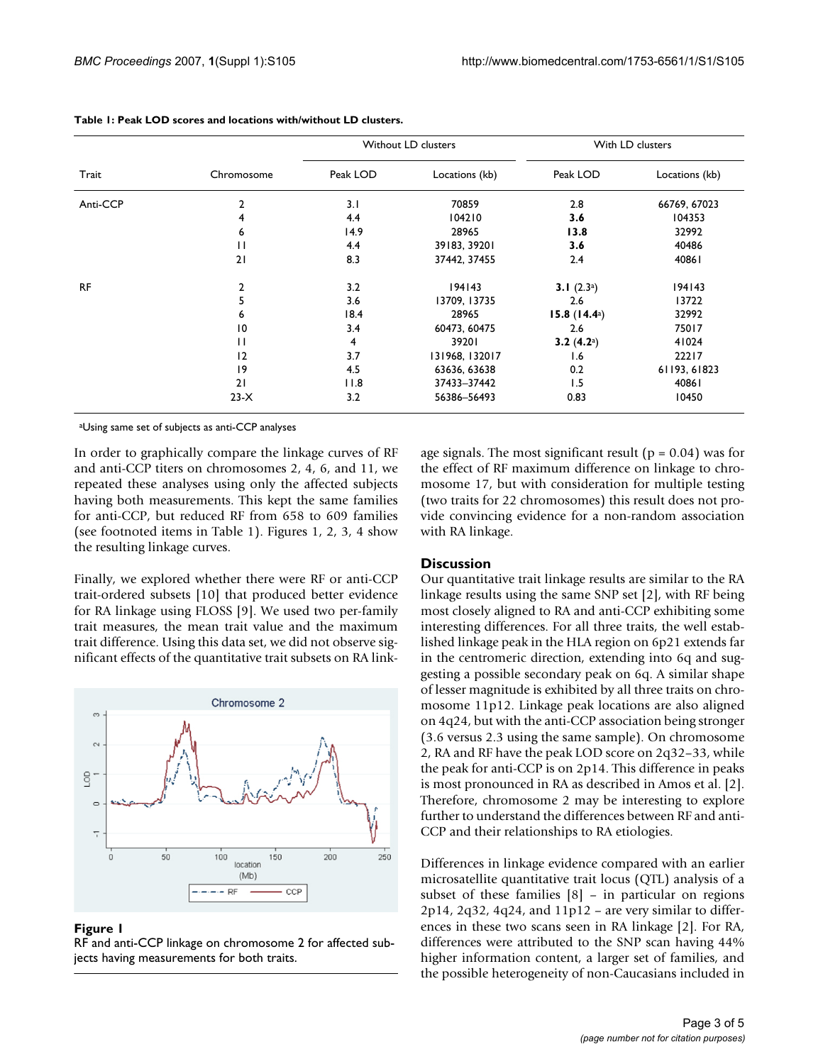**Table 1: Peak LOD scores and locations with/without LD clusters.**

| Trait | Chromosome | Without LD clusters | | With LD clusters | |
|---|---|---|---|---|---|
| | | Peak LOD | Locations (kb) | Peak LOD | Locations (kb) |
| Anti-CCP | 2 | 3.1 | 70859 | 2.8 | 66769, 67023 |
| | 4 | 4.4 | 104210 | **3.6** | 104353 |
| | 6 | 14.9 | 28965 | **13.8** | 32992 |
| | 11 | 4.4 | 39183, 39201 | **3.6** | 40486 |
| | 21 | 8.3 | 37442, 37455 | 2.4 | 40861 |
| RF | 2 | 3.2 | 194143 | **3.1** (2.3[a]) | 194143 |
| | 5 | 3.6 | 13709, 13735 | 2.6 | 13722 |
| | 6 | 18.4 | 28965 | **15.8** (**14.4**[a]) | 32992 |
| | 10 | 3.4 | 60473, 60475 | 2.6 | 75017 |
| | 11 | 4 | 39201 | **3.2** (**4.2**[a]) | 41024 |
| | 12 | 3.7 | 131968, 132017 | 1.6 | 22217 |
| | 19 | 4.5 | 63636, 63638 | 0.2 | 61193, 61823 |
| | 21 | 11.8 | 37433–37442 | 1.5 | 40861 |
| | 23-X | 3.2 | 56386–56493 | 0.83 | 10450 |

[a]Using same set of subjects as anti-CCP analyses

In order to graphically compare the linkage curves of RF and anti-CCP titers on chromosomes 2, 4, 6, and 11, we repeated these analyses using only the affected subjects having both measurements. This kept the same families for anti-CCP, but reduced RF from 658 to 609 families (see footnoted items in Table 1). Figures 1, 2, 3, 4 show the resulting linkage curves.

Finally, we explored whether there were RF or anti-CCP trait-ordered subsets [10] that produced better evidence for RA linkage using FLOSS [9]. We used two per-family trait measures, the mean trait value and the maximum trait difference. Using this data set, we did not observe significant effects of the quantitative trait subsets on RA linkage signals. The most significant result ($p = 0.04$) was for the effect of RF maximum difference on linkage to chromosome 17, but with consideration for multiple testing (two traits for 22 chromosomes) this result does not provide convincing evidence for a non-random association with RA linkage.

**Figure 1**
RF and anti-CCP linkage on chromosome 2 for affected subjects having measurements for both traits.

## Discussion

Our quantitative trait linkage results are similar to the RA linkage results using the same SNP set [2], with RF being most closely aligned to RA and anti-CCP exhibiting some interesting differences. For all three traits, the well established linkage peak in the HLA region on 6p21 extends far in the centromeric direction, extending into 6q and suggesting a possible secondary peak on 6q. A similar shape of lesser magnitude is exhibited by all three traits on chromosome 11p12. Linkage peak locations are also aligned on 4q24, but with the anti-CCP association being stronger (3.6 versus 2.3 using the same sample). On chromosome 2, RA and RF have the peak LOD score on 2q32–33, while the peak for anti-CCP is on 2p14. This difference in peaks is most pronounced in RA as described in Amos et al. [2]. Therefore, chromosome 2 may be interesting to explore further to understand the differences between RF and anti-CCP and their relationships to RA etiologies.

Differences in linkage evidence compared with an earlier microsatellite quantitative trait locus (QTL) analysis of a subset of these families [8] – in particular on regions 2p14, 2q32, 4q24, and 11p12 – are very similar to differences in these two scans seen in RA linkage [2]. For RA, differences were attributed to the SNP scan having 44% higher information content, a larger set of families, and the possible heterogeneity of non-Caucasians included in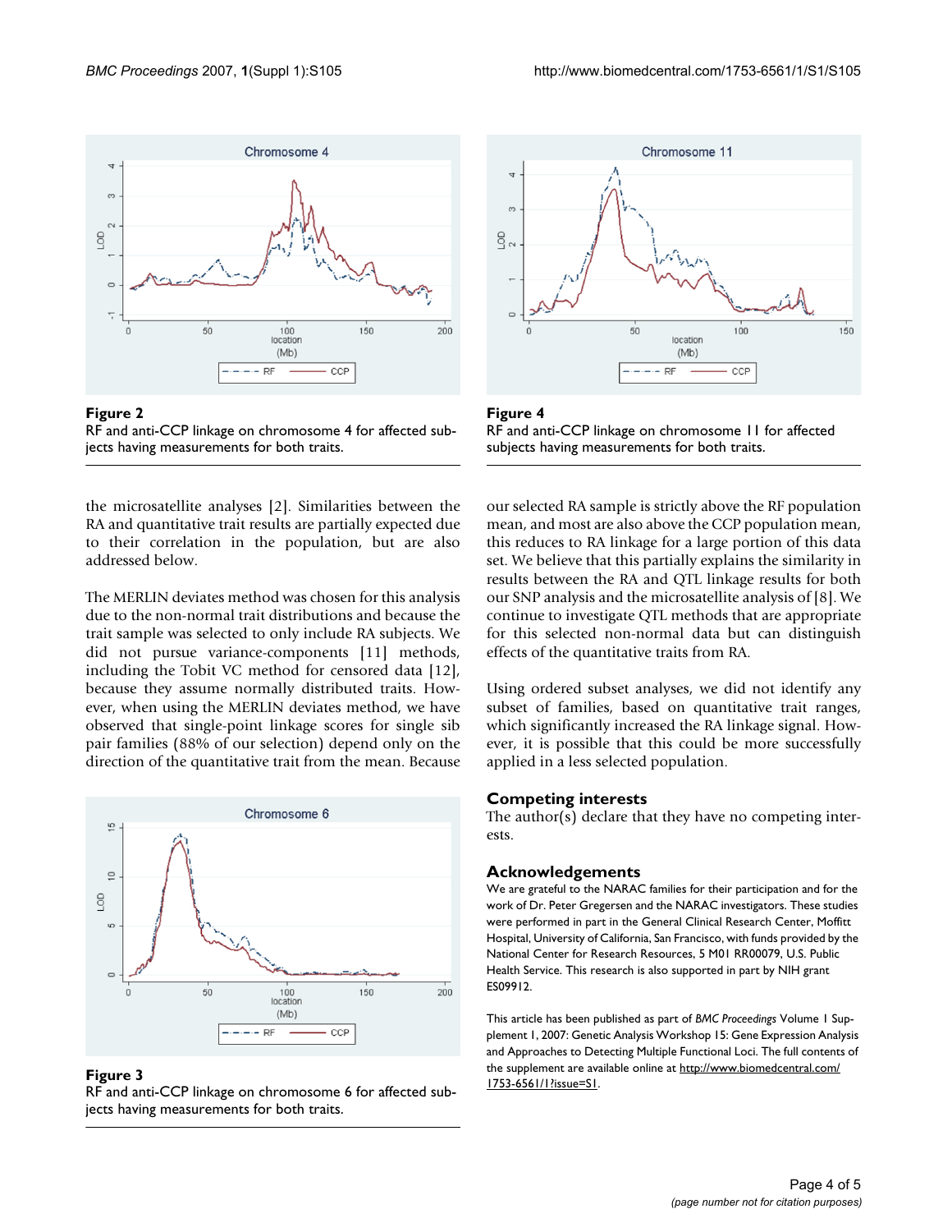**Figure 2**
RF and anti-CCP linkage on chromosome 4 for affected subjects having measurements for both traits.

**Figure 4**
RF and anti-CCP linkage on chromosome 11 for affected subjects having measurements for both traits.

**Figure 3**
RF and anti-CCP linkage on chromosome 6 for affected subjects having measurements for both traits.

the microsatellite analyses [2]. Similarities between the RA and quantitative trait results are partially expected due to their correlation in the population, but are also addressed below.

The MERLIN deviates method was chosen for this analysis due to the non-normal trait distributions and because the trait sample was selected to only include RA subjects. We did not pursue variance-components [11] methods, including the Tobit VC method for censored data [12], because they assume normally distributed traits. However, when using the MERLIN deviates method, we have observed that single-point linkage scores for single sib pair families (88% of our selection) depend only on the direction of the quantitative trait from the mean. Because our selected RA sample is strictly above the RF population mean, and most are also above the CCP population mean, this reduces to RA linkage for a large portion of this data set. We believe that this partially explains the similarity in results between the RA and QTL linkage results for both our SNP analysis and the microsatellite analysis of [8]. We continue to investigate QTL methods that are appropriate for this selected non-normal data but can distinguish effects of the quantitative traits from RA.

Using ordered subset analyses, we did not identify any subset of families, based on quantitative trait ranges, which significantly increased the RA linkage signal. However, it is possible that this could be more successfully applied in a less selected population.

## Competing interests

The author(s) declare that they have no competing interests.

## Acknowledgements

We are grateful to the NARAC families for their participation and for the work of Dr. Peter Gregersen and the NARAC investigators. These studies were performed in part in the General Clinical Research Center, Moffitt Hospital, University of California, San Francisco, with funds provided by the National Center for Research Resources, 5 M01 RR00079, U.S. Public Health Service. This research is also supported in part by NIH grant ES09912.

This article has been published as part of *BMC Proceedings* Volume 1 Supplement 1, 2007: Genetic Analysis Workshop 15: Gene Expression Analysis and Approaches to Detecting Multiple Functional Loci. The full contents of the supplement are available online at http://www.biomedcentral.com/1753-6561/1?issue=S1.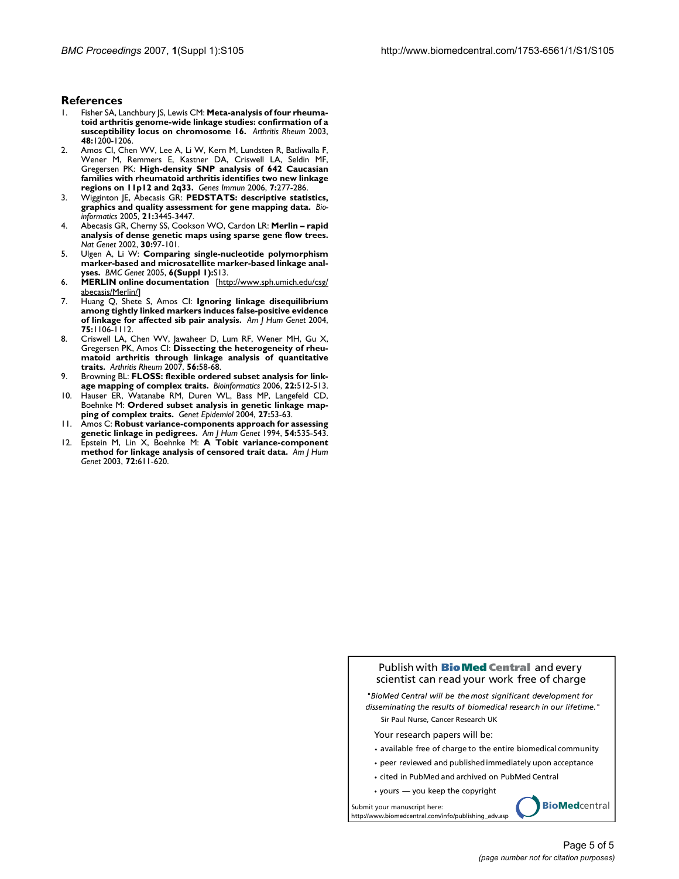## References

1. Fisher SA, Lanchbury JS, Lewis CM: **Meta-analysis of four rheumatoid arthritis genome-wide linkage studies: confirmation of a susceptibility locus on chromosome 16.** *Arthritis Rheum* 2003, **48:**1200-1206.
2. Amos CI, Chen WV, Lee A, Li W, Kern M, Lundsten R, Batliwalla F, Wener M, Remmers E, Kastner DA, Criswell LA, Seldin MF, Gregersen PK: **High-density SNP analysis of 642 Caucasian families with rheumatoid arthritis identifies two new linkage regions on 11p12 and 2q33.** *Genes Immun* 2006, **7:**277-286.
3. Wigginton JE, Abecasis GR: **PEDSTATS: descriptive statistics, graphics and quality assessment for gene mapping data.** *Bioinformatics* 2005, **21:**3445-3447.
4. Abecasis GR, Cherny SS, Cookson WO, Cardon LR: **Merlin – rapid analysis of dense genetic maps using sparse gene flow trees.** *Nat Genet* 2002, **30:**97-101.
5. Ulgen A, Li W: **Comparing single-nucleotide polymorphism marker-based and microsatellite marker-based linkage analyses.** *BMC Genet* 2005, **6(Suppl 1):**S13.
6. **MERLIN online documentation** [http://www.sph.umich.edu/csg/abecasis/Merlin/]
7. Huang Q, Shete S, Amos CI: **Ignoring linkage disequilibrium among tightly linked markers induces false-positive evidence of linkage for affected sib pair analysis.** *Am J Hum Genet* 2004, **75:**1106-1112.
8. Criswell LA, Chen WV, Jawaheer D, Lum RF, Wener MH, Gu X, Gregersen PK, Amos CI: **Dissecting the heterogeneity of rheumatoid arthritis through linkage analysis of quantitative traits.** *Arthritis Rheum* 2007, **56:**58-68.
9. Browning BL: **FLOSS: flexible ordered subset analysis for linkage mapping of complex traits.** *Bioinformatics* 2006, **22:**512-513.
10. Hauser ER, Watanabe RM, Duren WL, Bass MP, Langefeld CD, Boehnke M: **Ordered subset analysis in genetic linkage mapping of complex traits.** *Genet Epidemiol* 2004, **27:**53-63.
11. Amos C: **Robust variance-components approach for assessing genetic linkage in pedigrees.** *Am J Hum Genet* 1994, **54:**535-543.
12. Epstein M, Lin X, Boehnke M: **A Tobit variance-component method for linkage analysis of censored trait data.** *Am J Hum Genet* 2003, **72:**611-620.

Publish with **BioMed Central** and every scientist can read your work free of charge

*"BioMed Central will be the most significant development for disseminating the results of biomedical research in our lifetime."*

Sir Paul Nurse, Cancer Research UK

Your research papers will be:

- available free of charge to the entire biomedical community
- peer reviewed and published immediately upon acceptance
- cited in PubMed and archived on PubMed Central
- yours — you keep the copyright

Submit your manuscript here:
http://www.biomedcentral.com/info/publishing_adv.asp

BioMedcentral